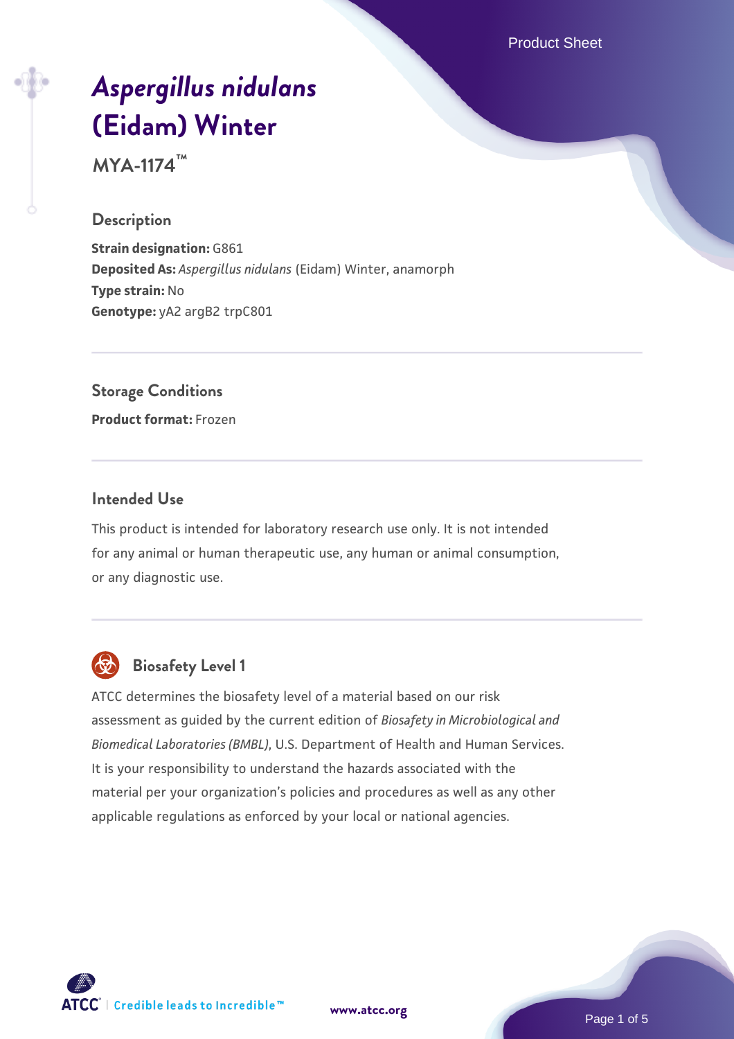# *Aspergillus nidulans* (Eidam) Winter

**MYA-1174™**

## Description

**Strain designation:** G861
**Deposited As:** *Aspergillus nidulans* (Eidam) Winter, anamorph
**Type strain:** No
**Genotype:** yA2 argB2 trpC801

## Storage Conditions

**Product format:** Frozen

## Intended Use

This product is intended for laboratory research use only. It is not intended for any animal or human therapeutic use, any human or animal consumption, or any diagnostic use.

## Biosafety Level 1

ATCC determines the biosafety level of a material based on our risk assessment as guided by the current edition of *Biosafety in Microbiological and Biomedical Laboratories (BMBL)*, U.S. Department of Health and Human Services. It is your responsibility to understand the hazards associated with the material per your organization's policies and procedures as well as any other applicable regulations as enforced by your local or national agencies.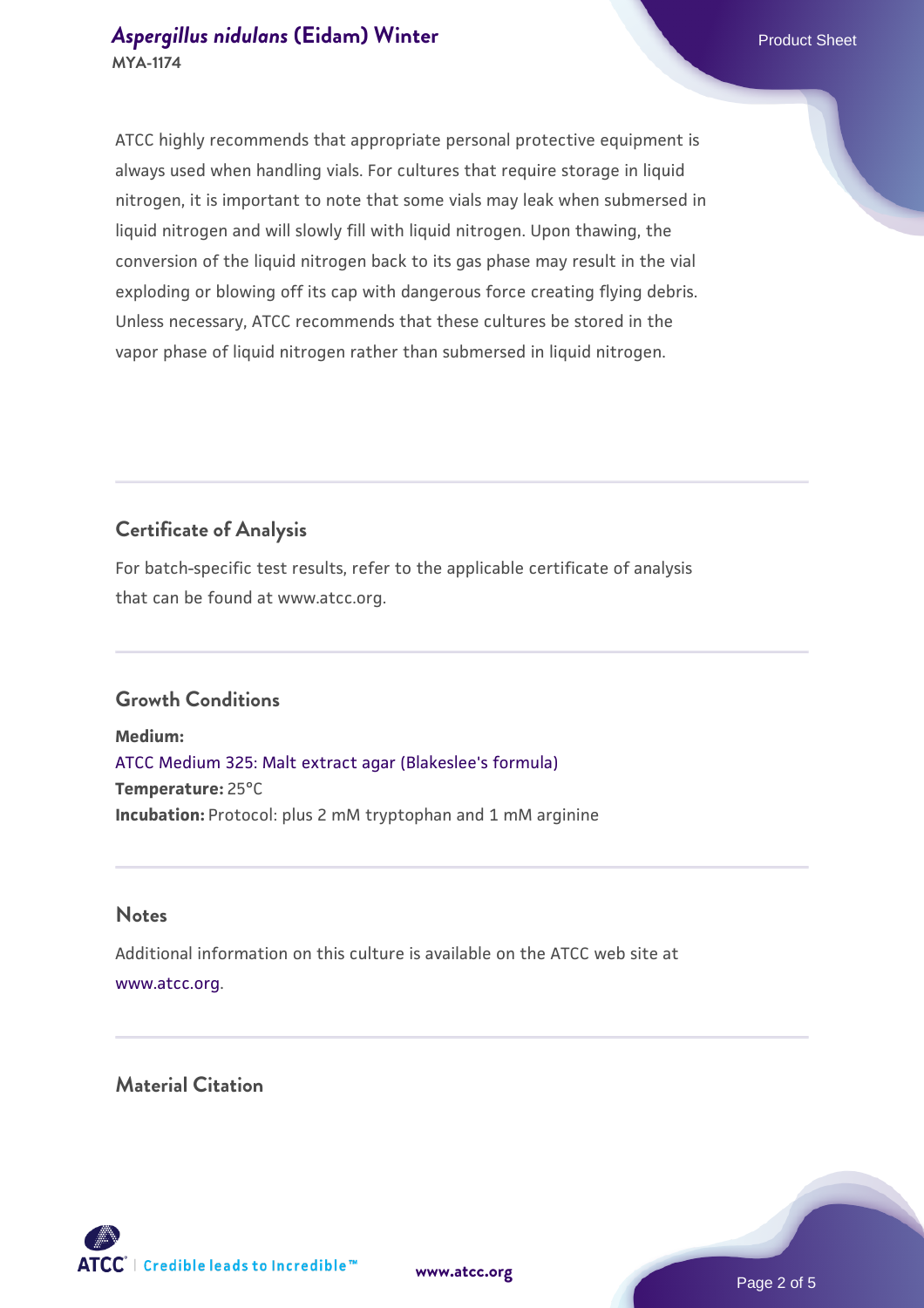ATCC highly recommends that appropriate personal protective equipment is always used when handling vials. For cultures that require storage in liquid nitrogen, it is important to note that some vials may leak when submersed in liquid nitrogen and will slowly fill with liquid nitrogen. Upon thawing, the conversion of the liquid nitrogen back to its gas phase may result in the vial exploding or blowing off its cap with dangerous force creating flying debris. Unless necessary, ATCC recommends that these cultures be stored in the vapor phase of liquid nitrogen rather than submersed in liquid nitrogen.

## Certificate of Analysis

For batch-specific test results, refer to the applicable certificate of analysis that can be found at www.atcc.org.

## Growth Conditions

**Medium:**
ATCC Medium 325: Malt extract agar (Blakeslee's formula)
**Temperature:** 25°C
**Incubation:** Protocol: plus 2 mM tryptophan and 1 mM arginine

## Notes

Additional information on this culture is available on the ATCC web site at www.atcc.org.

## Material Citation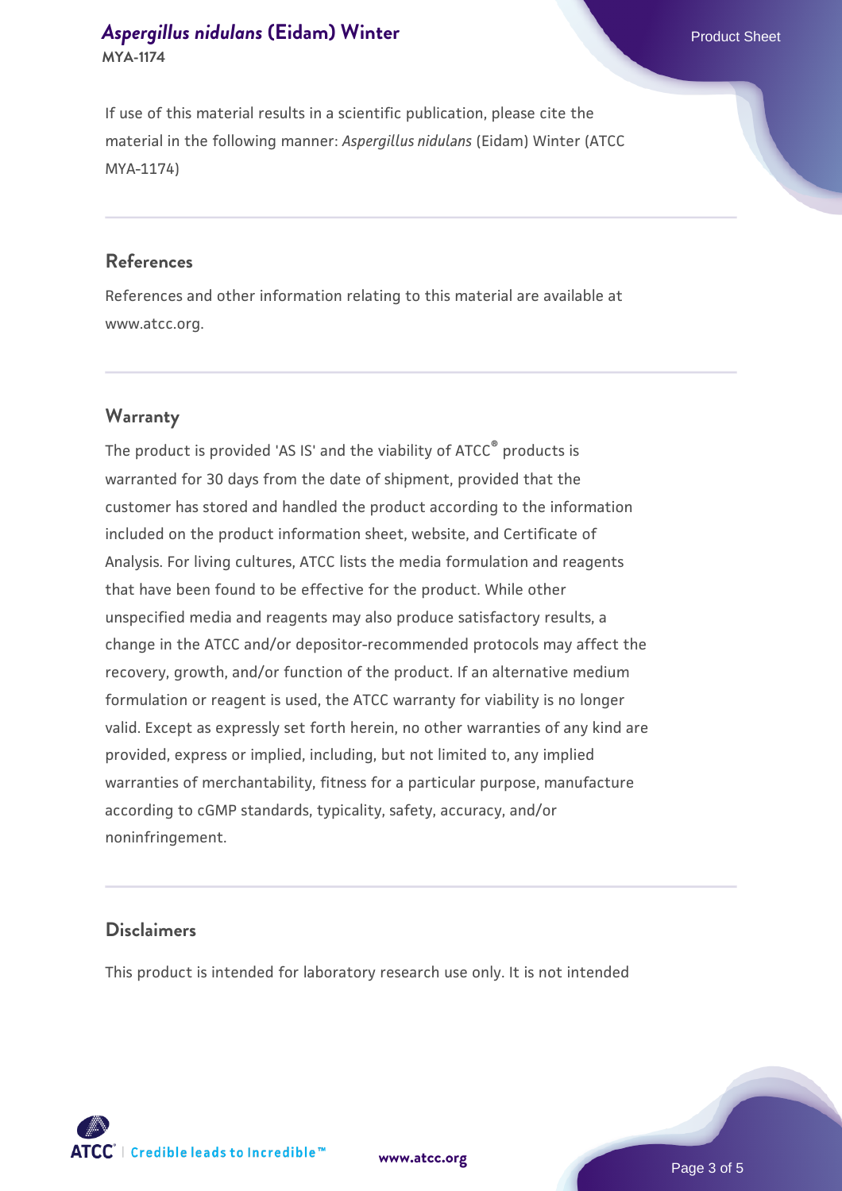If use of this material results in a scientific publication, please cite the material in the following manner: *Aspergillus nidulans* (Eidam) Winter (ATCC MYA-1174)

## References

References and other information relating to this material are available at www.atcc.org.

## Warranty

The product is provided 'AS IS' and the viability of ATCC® products is warranted for 30 days from the date of shipment, provided that the customer has stored and handled the product according to the information included on the product information sheet, website, and Certificate of Analysis. For living cultures, ATCC lists the media formulation and reagents that have been found to be effective for the product. While other unspecified media and reagents may also produce satisfactory results, a change in the ATCC and/or depositor-recommended protocols may affect the recovery, growth, and/or function of the product. If an alternative medium formulation or reagent is used, the ATCC warranty for viability is no longer valid. Except as expressly set forth herein, no other warranties of any kind are provided, express or implied, including, but not limited to, any implied warranties of merchantability, fitness for a particular purpose, manufacture according to cGMP standards, typicality, safety, accuracy, and/or noninfringement.

## Disclaimers

This product is intended for laboratory research use only. It is not intended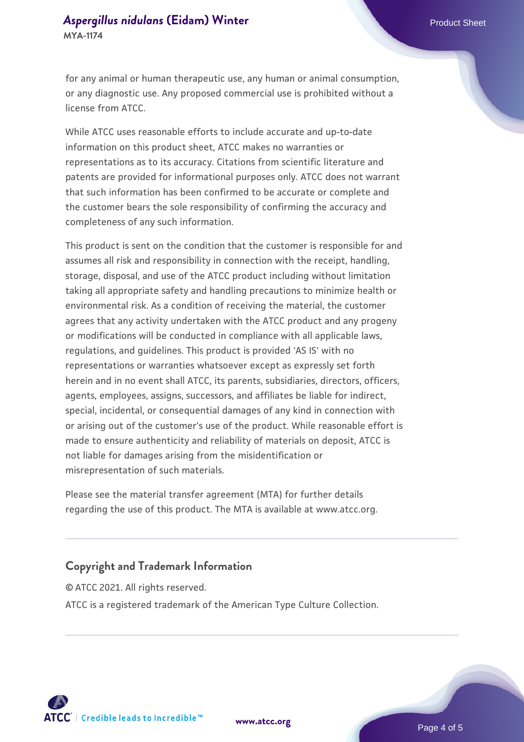for any animal or human therapeutic use, any human or animal consumption, or any diagnostic use. Any proposed commercial use is prohibited without a license from ATCC.

While ATCC uses reasonable efforts to include accurate and up-to-date information on this product sheet, ATCC makes no warranties or representations as to its accuracy. Citations from scientific literature and patents are provided for informational purposes only. ATCC does not warrant that such information has been confirmed to be accurate or complete and the customer bears the sole responsibility of confirming the accuracy and completeness of any such information.

This product is sent on the condition that the customer is responsible for and assumes all risk and responsibility in connection with the receipt, handling, storage, disposal, and use of the ATCC product including without limitation taking all appropriate safety and handling precautions to minimize health or environmental risk. As a condition of receiving the material, the customer agrees that any activity undertaken with the ATCC product and any progeny or modifications will be conducted in compliance with all applicable laws, regulations, and guidelines. This product is provided 'AS IS' with no representations or warranties whatsoever except as expressly set forth herein and in no event shall ATCC, its parents, subsidiaries, directors, officers, agents, employees, assigns, successors, and affiliates be liable for indirect, special, incidental, or consequential damages of any kind in connection with or arising out of the customer's use of the product. While reasonable effort is made to ensure authenticity and reliability of materials on deposit, ATCC is not liable for damages arising from the misidentification or misrepresentation of such materials.

Please see the material transfer agreement (MTA) for further details regarding the use of this product. The MTA is available at www.atcc.org.

## Copyright and Trademark Information

© ATCC 2021. All rights reserved.

ATCC is a registered trademark of the American Type Culture Collection.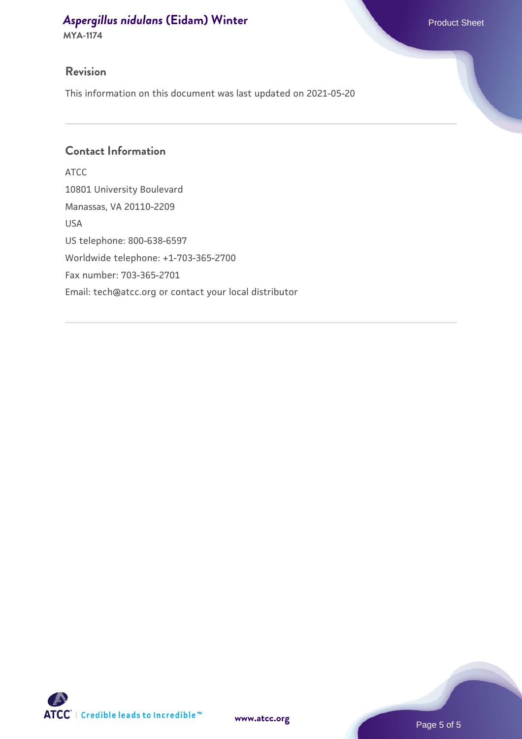## Revision

This information on this document was last updated on 2021-05-20

## Contact Information

ATCC
10801 University Boulevard
Manassas, VA 20110-2209
USA
US telephone: 800-638-6597
Worldwide telephone: +1-703-365-2700
Fax number: 703-365-2701
Email: tech@atcc.org or contact your local distributor